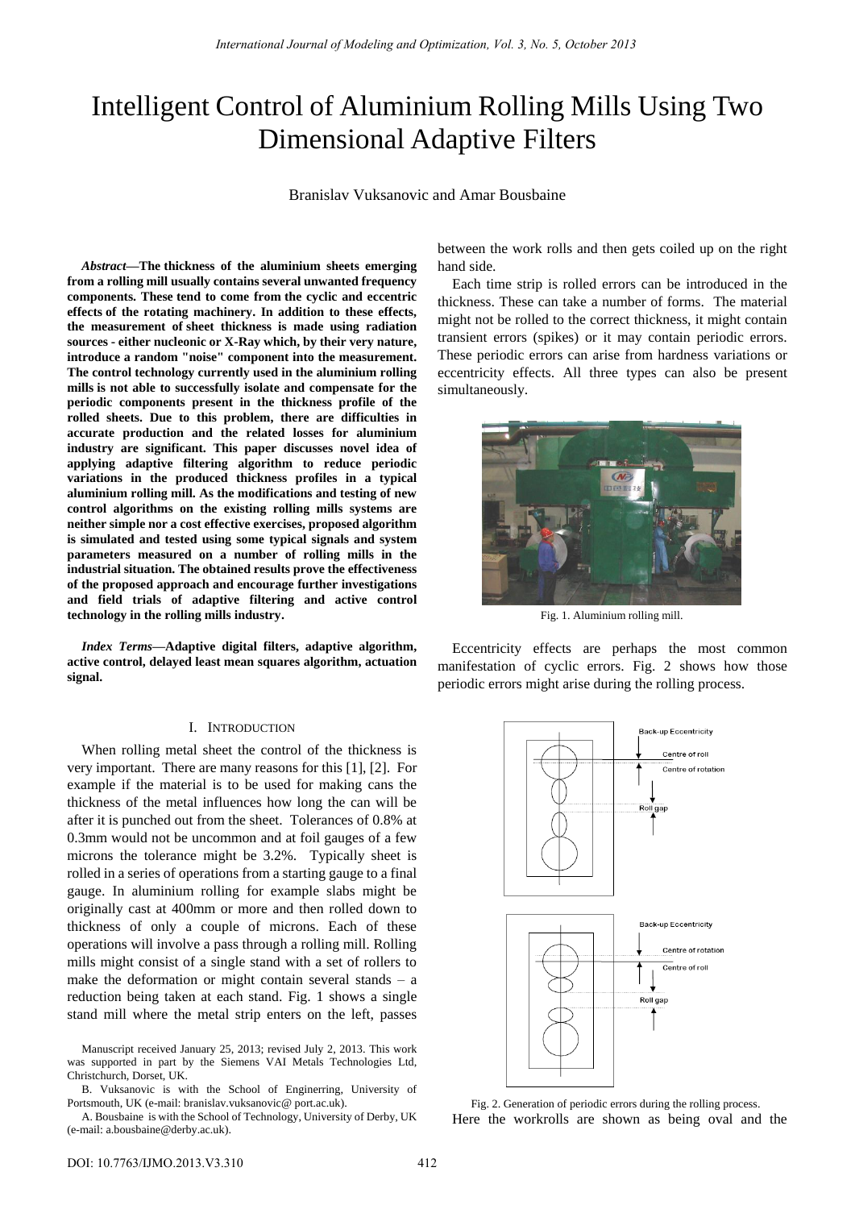# Intelligent Control of Aluminium Rolling Mills Using Two Dimensional Adaptive Filters

Branislav Vuksanovic and Amar Bousbaine

***Abstract*—The thickness of the aluminium sheets emerging from a rolling mill usually contains several unwanted frequency components. These tend to come from the cyclic and eccentric effects of the rotating machinery. In addition to these effects, the measurement of sheet thickness is made using radiation sources - either nucleonic or X-Ray which, by their very nature, introduce a random "noise" component into the measurement. The control technology currently used in the aluminium rolling mills is not able to successfully isolate and compensate for the periodic components present in the thickness profile of the rolled sheets. Due to this problem, there are difficulties in accurate production and the related losses for aluminium industry are significant. This paper discusses novel idea of applying adaptive filtering algorithm to reduce periodic variations in the produced thickness profiles in a typical aluminium rolling mill. As the modifications and testing of new control algorithms on the existing rolling mills systems are neither simple nor a cost effective exercises, proposed algorithm is simulated and tested using some typical signals and system parameters measured on a number of rolling mills in the industrial situation. The obtained results prove the effectiveness of the proposed approach and encourage further investigations and field trials of adaptive filtering and active control technology in the rolling mills industry.**

***Index Terms*—Adaptive digital filters, adaptive algorithm, active control, delayed least mean squares algorithm, actuation signal.**

## I. Introduction

When rolling metal sheet the control of the thickness is very important. There are many reasons for this [1], [2]. For example if the material is to be used for making cans the thickness of the metal influences how long the can will be after it is punched out from the sheet. Tolerances of 0.8% at 0.3mm would not be uncommon and at foil gauges of a few microns the tolerance might be 3.2%. Typically sheet is rolled in a series of operations from a starting gauge to a final gauge. In aluminium rolling for example slabs might be originally cast at 400mm or more and then rolled down to thickness of only a couple of microns. Each of these operations will involve a pass through a rolling mill. Rolling mills might consist of a single stand with a set of rollers to make the deformation or might contain several stands – a reduction being taken at each stand. Fig. 1 shows a single stand mill where the metal strip enters on the left, passes between the work rolls and then gets coiled up on the right hand side.

Each time strip is rolled errors can be introduced in the thickness. These can take a number of forms. The material might not be rolled to the correct thickness, it might contain transient errors (spikes) or it may contain periodic errors. These periodic errors can arise from hardness variations or eccentricity effects. All three types can also be present simultaneously.

Fig. 1. Aluminium rolling mill.

Eccentricity effects are perhaps the most common manifestation of cyclic errors. Fig. 2 shows how those periodic errors might arise during the rolling process.

Fig. 2. Generation of periodic errors during the rolling process.

Here the workrolls are shown as being oval and the

Manuscript received January 25, 2013; revised July 2, 2013. This work was supported in part by the Siemens VAI Metals Technologies Ltd, Christchurch, Dorset, UK.

B. Vuksanovic is with the School of Enginerring, University of Portsmouth, UK (e-mail: branislav.vuksanovic@ port.ac.uk).

A. Bousbaine is with the School of Technology, University of Derby, UK (e-mail: a.bousbaine@derby.ac.uk).

DOI: 10.7763/IJMO.2013.V3.310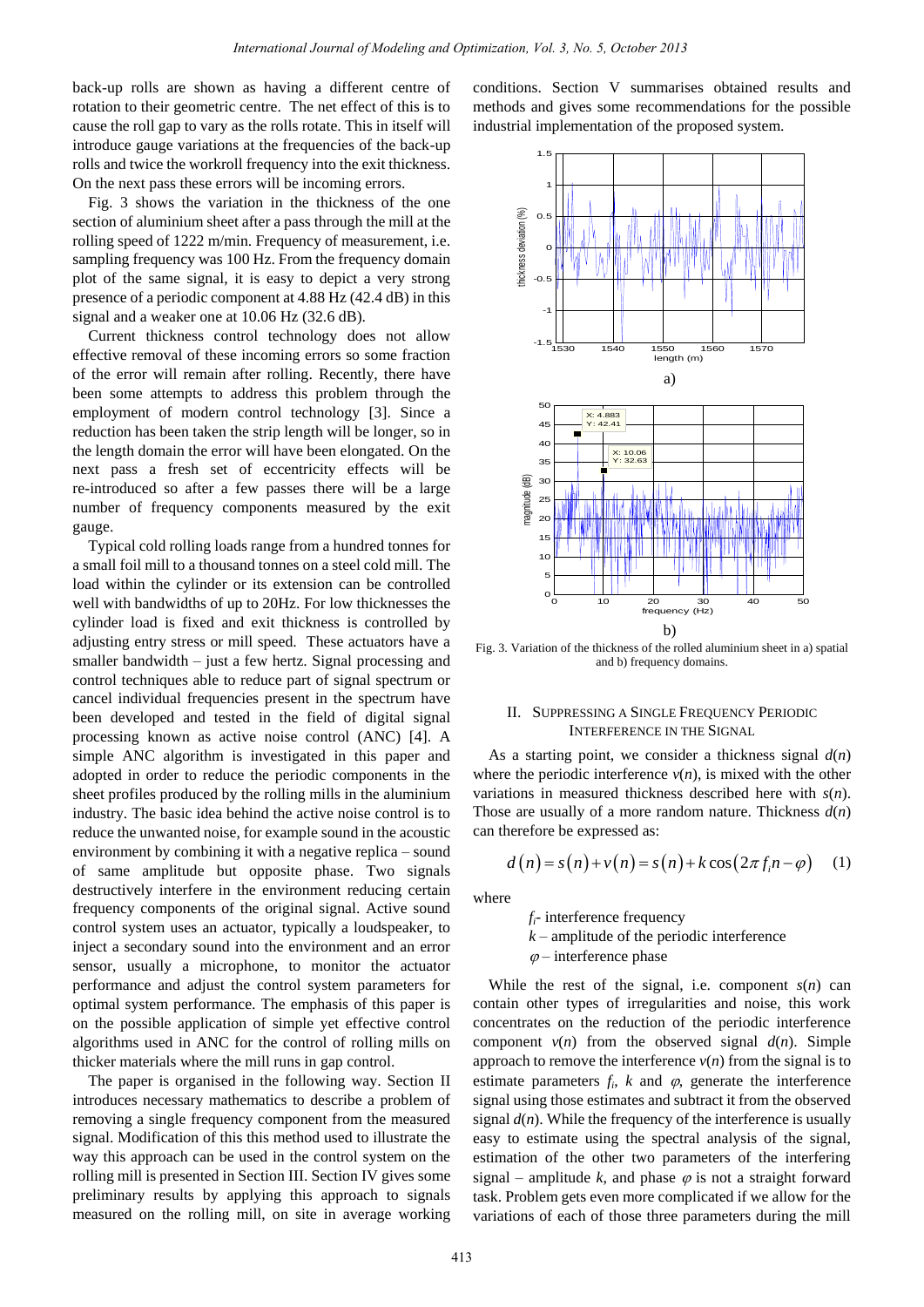back-up rolls are shown as having a different centre of rotation to their geometric centre. The net effect of this is to cause the roll gap to vary as the rolls rotate. This in itself will introduce gauge variations at the frequencies of the back-up rolls and twice the workroll frequency into the exit thickness. On the next pass these errors will be incoming errors.

Fig. 3 shows the variation in the thickness of the one section of aluminium sheet after a pass through the mill at the rolling speed of 1222 m/min. Frequency of measurement, i.e. sampling frequency was 100 Hz. From the frequency domain plot of the same signal, it is easy to depict a very strong presence of a periodic component at 4.88 Hz (42.4 dB) in this signal and a weaker one at 10.06 Hz (32.6 dB).

Current thickness control technology does not allow effective removal of these incoming errors so some fraction of the error will remain after rolling. Recently, there have been some attempts to address this problem through the employment of modern control technology [3]. Since a reduction has been taken the strip length will be longer, so in the length domain the error will have been elongated. On the next pass a fresh set of eccentricity effects will be re-introduced so after a few passes there will be a large number of frequency components measured by the exit gauge.

Typical cold rolling loads range from a hundred tonnes for a small foil mill to a thousand tonnes on a steel cold mill. The load within the cylinder or its extension can be controlled well with bandwidths of up to 20Hz. For low thicknesses the cylinder load is fixed and exit thickness is controlled by adjusting entry stress or mill speed. These actuators have a smaller bandwidth – just a few hertz. Signal processing and control techniques able to reduce part of signal spectrum or cancel individual frequencies present in the spectrum have been developed and tested in the field of digital signal processing known as active noise control (ANC) [4]. A simple ANC algorithm is investigated in this paper and adopted in order to reduce the periodic components in the sheet profiles produced by the rolling mills in the aluminium industry. The basic idea behind the active noise control is to reduce the unwanted noise, for example sound in the acoustic environment by combining it with a negative replica – sound of same amplitude but opposite phase. Two signals destructively interfere in the environment reducing certain frequency components of the original signal. Active sound control system uses an actuator, typically a loudspeaker, to inject a secondary sound into the environment and an error sensor, usually a microphone, to monitor the actuator performance and adjust the control system parameters for optimal system performance. The emphasis of this paper is on the possible application of simple yet effective control algorithms used in ANC for the control of rolling mills on thicker materials where the mill runs in gap control.

The paper is organised in the following way. Section II introduces necessary mathematics to describe a problem of removing a single frequency component from the measured signal. Modification of this this method used to illustrate the way this approach can be used in the control system on the rolling mill is presented in Section III. Section IV gives some preliminary results by applying this approach to signals measured on the rolling mill, on site in average working conditions. Section V summarises obtained results and methods and gives some recommendations for the possible industrial implementation of the proposed system.

Fig. 3. Variation of the thickness of the rolled aluminium sheet in a) spatial and b) frequency domains.

## II. Suppressing a Single Frequency Periodic Interference in the Signal

As a starting point, we consider a thickness signal $d(n)$ where the periodic interference $v(n)$, is mixed with the other variations in measured thickness described here with $s(n)$. Those are usually of a more random nature. Thickness $d(n)$ can therefore be expressed as:

$$d(n) = s(n) + v(n) = s(n) + k\cos(2\pi f_i n - \varphi) \quad (1)$$

where

$f_i$- interference frequency

$k$ – amplitude of the periodic interference

$\varphi$ – interference phase

While the rest of the signal, i.e. component $s(n)$ can contain other types of irregularities and noise, this work concentrates on the reduction of the periodic interference component $v(n)$ from the observed signal $d(n)$. Simple approach to remove the interference $v(n)$ from the signal is to estimate parameters $f_i$, $k$ and $\varphi$, generate the interference signal using those estimates and subtract it from the observed signal $d(n)$. While the frequency of the interference is usually easy to estimate using the spectral analysis of the signal, estimation of the other two parameters of the interfering signal – amplitude $k$, and phase $\varphi$ is not a straight forward task. Problem gets even more complicated if we allow for the variations of each of those three parameters during the mill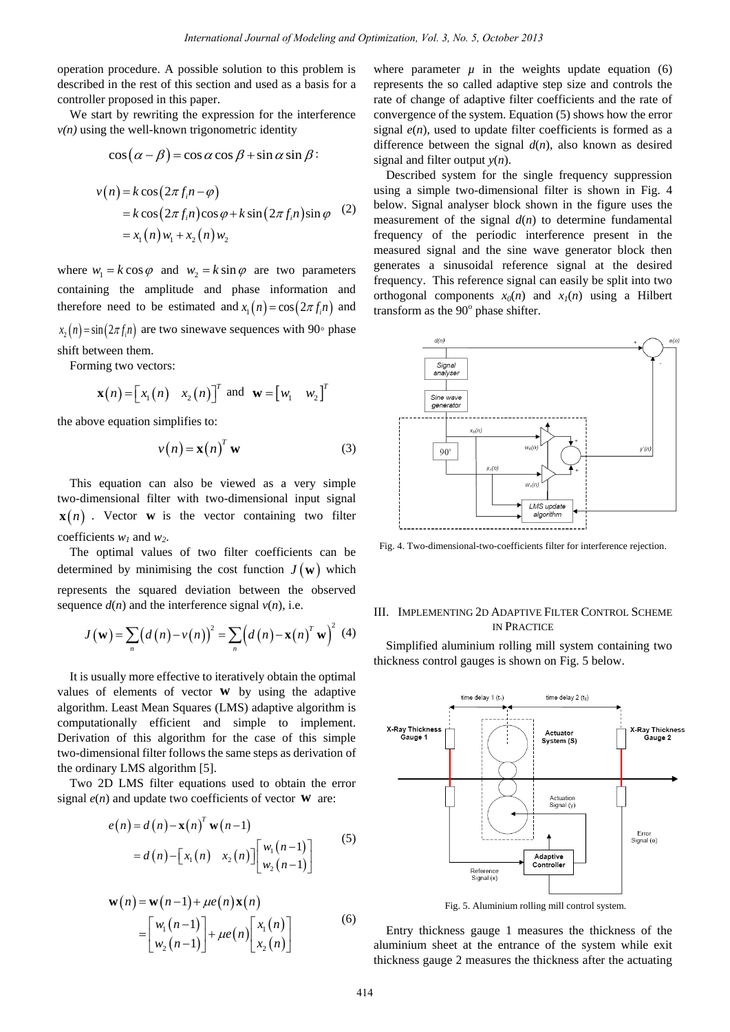operation procedure. A possible solution to this problem is described in the rest of this section and used as a basis for a controller proposed in this paper.

We start by rewriting the expression for the interference $v(n)$ using the well-known trigonometric identity

$$\cos(\alpha-\beta)=\cos\alpha\cos\beta+\sin\alpha\sin\beta:$$

$$\begin{aligned} v(n) &= k\cos(2\pi f_i n-\varphi) \\ &= k\cos(2\pi f_i n)\cos\varphi + k\sin(2\pi f_i n)\sin\varphi \\ &= x_1(n)w_1 + x_2(n)w_2 \end{aligned} \quad (2)$$

where $w_1 = k\cos\varphi$ and $w_2 = k\sin\varphi$ are two parameters containing the amplitude and phase information and therefore need to be estimated and $x_1(n)=\cos(2\pi f_i n)$ and $x_2(n)=\sin(2\pi f_i n)$ are two sinewave sequences with 90◦ phase shift between them.

Forming two vectors:

$$\mathbf{x}(n)=\begin{bmatrix} x_1(n) & x_2(n)\end{bmatrix}^T \text{ and } \mathbf{w}=\begin{bmatrix} w_1 & w_2\end{bmatrix}^T$$

the above equation simplifies to:

$$v(n)=\mathbf{x}(n)^T\mathbf{w} \quad (3)$$

This equation can also be viewed as a very simple two-dimensional filter with two-dimensional input signal $\mathbf{x}(n)$. Vector $\mathbf{w}$ is the vector containing two filter coefficients $w_1$ and $w_2$.

The optimal values of two filter coefficients can be determined by minimising the cost function $J(\mathbf{w})$ which represents the squared deviation between the observed sequence $d(n)$ and the interference signal $v(n)$, i.e.

$$J(\mathbf{w})=\sum_n\left(d(n)-v(n)\right)^2=\sum_n\left(d(n)-\mathbf{x}(n)^T\mathbf{w}\right)^2 \quad (4)$$

It is usually more effective to iteratively obtain the optimal values of elements of vector $\mathbf{w}$ by using the adaptive algorithm. Least Mean Squares (LMS) adaptive algorithm is computationally efficient and simple to implement. Derivation of this algorithm for the case of this simple two-dimensional filter follows the same steps as derivation of the ordinary LMS algorithm [5].

Two 2D LMS filter equations used to obtain the error signal $e(n)$ and update two coefficients of vector $\mathbf{w}$ are:

$$\begin{aligned} e(n) &= d(n)-\mathbf{x}(n)^T\mathbf{w}(n-1) \\ &= d(n)-\begin{bmatrix} x_1(n) & x_2(n)\end{bmatrix}\begin{bmatrix} w_1(n-1) \\ w_2(n-1)\end{bmatrix} \end{aligned} \quad (5)$$

$$\begin{aligned} \mathbf{w}(n) &= \mathbf{w}(n-1)+\mu e(n)\mathbf{x}(n) \\ &= \begin{bmatrix} w_1(n-1) \\ w_2(n-1)\end{bmatrix}+\mu e(n)\begin{bmatrix} x_1(n) \\ x_2(n)\end{bmatrix} \end{aligned} \quad (6)$$

where parameter $\mu$ in the weights update equation (6) represents the so called adaptive step size and controls the rate of change of adaptive filter coefficients and the rate of convergence of the system. Equation (5) shows how the error signal $e(n)$, used to update filter coefficients is formed as a difference between the signal $d(n)$, also known as desired signal and filter output $y(n)$.

Described system for the single frequency suppression using a simple two-dimensional filter is shown in Fig. 4 below. Signal analyser block shown in the figure uses the measurement of the signal $d(n)$ to determine fundamental frequency of the periodic interference present in the measured signal and the sine wave generator block then generates a sinusoidal reference signal at the desired frequency. This reference signal can easily be split into two orthogonal components $x_0(n)$ and $x_1(n)$ using a Hilbert transform as the 90° phase shifter.

Fig. 4. Two-dimensional-two-coefficients filter for interference rejection.

## III. Implementing 2D Adaptive Filter Control Scheme in Practice

Simplified aluminium rolling mill system containing two thickness control gauges is shown on Fig. 5 below.

Fig. 5. Aluminium rolling mill control system.

Entry thickness gauge 1 measures the thickness of the aluminium sheet at the entrance of the system while exit thickness gauge 2 measures the thickness after the actuating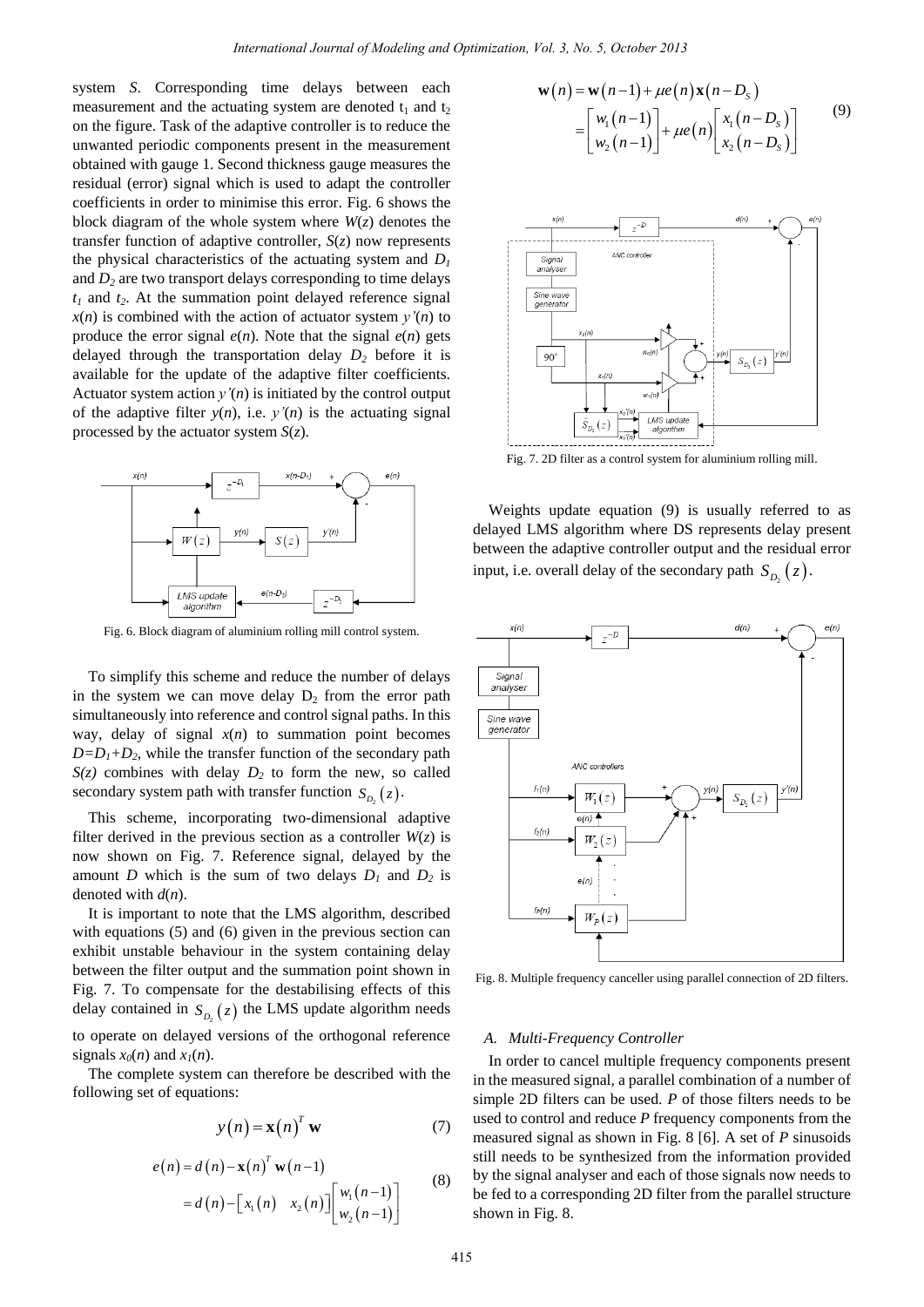system *S*. Corresponding time delays between each measurement and the actuating system are denoted $t_1$ and $t_2$ on the figure. Task of the adaptive controller is to reduce the unwanted periodic components present in the measurement obtained with gauge 1. Second thickness gauge measures the residual (error) signal which is used to adapt the controller coefficients in order to minimise this error. Fig. 6 shows the block diagram of the whole system where $W(z)$ denotes the transfer function of adaptive controller, $S(z)$ now represents the physical characteristics of the actuating system and $D_1$ and $D_2$ are two transport delays corresponding to time delays $t_1$ and $t_2$. At the summation point delayed reference signal $x(n)$ is combined with the action of actuator system $y'(n)$ to produce the error signal $e(n)$. Note that the signal $e(n)$ gets delayed through the transportation delay $D_2$ before it is available for the update of the adaptive filter coefficients. Actuator system action $y'(n)$ is initiated by the control output of the adaptive filter $y(n)$, i.e. $y'(n)$ is the actuating signal processed by the actuator system $S(z)$.

Fig. 6. Block diagram of aluminium rolling mill control system.

To simplify this scheme and reduce the number of delays in the system we can move delay $D_2$ from the error path simultaneously into reference and control signal paths. In this way, delay of signal $x(n)$ to summation point becomes $D=D_1+D_2$, while the transfer function of the secondary path $S(z)$ combines with delay $D_2$ to form the new, so called secondary system path with transfer function $S_{D_2}(z)$.

This scheme, incorporating two-dimensional adaptive filter derived in the previous section as a controller $W(z)$ is now shown on Fig. 7. Reference signal, delayed by the amount $D$ which is the sum of two delays $D_1$ and $D_2$ is denoted with $d(n)$.

It is important to note that the LMS algorithm, described with equations (5) and (6) given in the previous section can exhibit unstable behaviour in the system containing delay between the filter output and the summation point shown in Fig. 7. To compensate for the destabilising effects of this delay contained in $S_{D_2}(z)$ the LMS update algorithm needs to operate on delayed versions of the orthogonal reference signals $x_0(n)$ and $x_1(n)$.

The complete system can therefore be described with the following set of equations:

$$y(n) = \mathbf{x}(n)^T \mathbf{w} \tag{7}$$

$$\begin{aligned} e(n) &= d(n) - \mathbf{x}(n)^T \mathbf{w}(n-1) \\ &= d(n) - \begin{bmatrix} x_1(n) & x_2(n) \end{bmatrix} \begin{bmatrix} w_1(n-1) \\ w_2(n-1) \end{bmatrix} \end{aligned} \tag{8}$$

$$\begin{aligned} \mathbf{w}(n) &= \mathbf{w}(n-1) + \mu e(n) \mathbf{x}(n-D_S) \\ &= \begin{bmatrix} w_1(n-1) \\ w_2(n-1) \end{bmatrix} + \mu e(n) \begin{bmatrix} x_1(n-D_S) \\ x_2(n-D_S) \end{bmatrix} \end{aligned} \tag{9}$$

Fig. 7. 2D filter as a control system for aluminium rolling mill.

Weights update equation (9) is usually referred to as delayed LMS algorithm where DS represents delay present between the adaptive controller output and the residual error input, i.e. overall delay of the secondary path $S_{D_2}(z)$.

Fig. 8. Multiple frequency canceller using parallel connection of 2D filters.

### A. Multi-Frequency Controller

In order to cancel multiple frequency components present in the measured signal, a parallel combination of a number of simple 2D filters can be used. *P* of those filters needs to be used to control and reduce *P* frequency components from the measured signal as shown in Fig. 8 [6]. A set of *P* sinusoids still needs to be synthesized from the information provided by the signal analyser and each of those signals now needs to be fed to a corresponding 2D filter from the parallel structure shown in Fig. 8.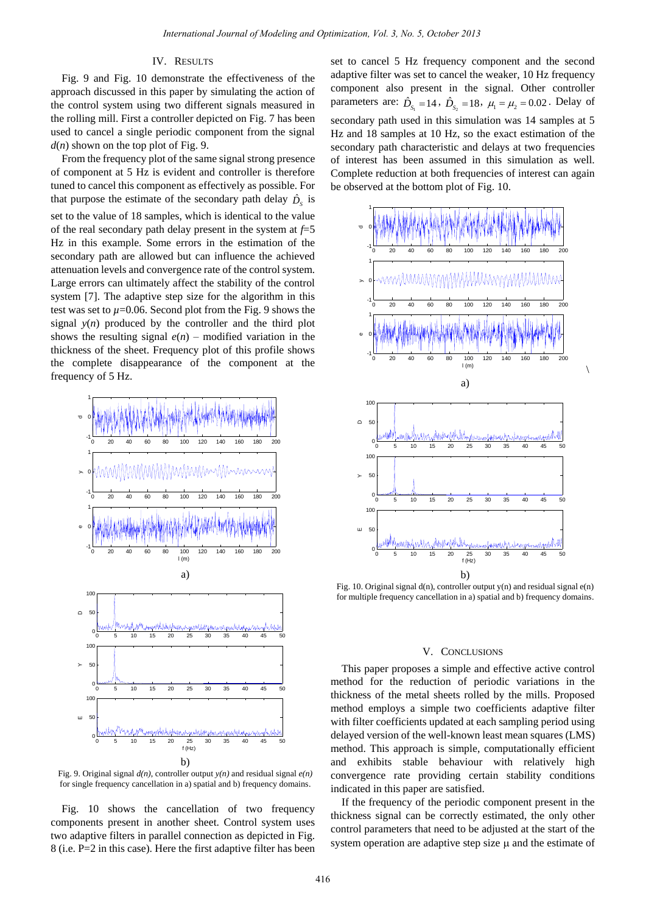## IV. Results

Fig. 9 and Fig. 10 demonstrate the effectiveness of the approach discussed in this paper by simulating the action of the control system using two different signals measured in the rolling mill. First a controller depicted on Fig. 7 has been used to cancel a single periodic component from the signal $d(n)$ shown on the top plot of Fig. 9.

From the frequency plot of the same signal strong presence of component at 5 Hz is evident and controller is therefore tuned to cancel this component as effectively as possible. For that purpose the estimate of the secondary path delay $\hat{D}_S$ is set to the value of 18 samples, which is identical to the value of the real secondary path delay present in the system at $f$=5 Hz in this example. Some errors in the estimation of the secondary path are allowed but can influence the achieved attenuation levels and convergence rate of the control system. Large errors can ultimately affect the stability of the control system [7]. The adaptive step size for the algorithm in this test was set to $\mu$=0.06. Second plot from the Fig. 9 shows the signal $y(n)$ produced by the controller and the third plot shows the resulting signal $e(n)$ – modified variation in the thickness of the sheet. Frequency plot of this profile shows the complete disappearance of the component at the frequency of 5 Hz.

Fig. 9. Original signal $d(n)$, controller output $y(n)$ and residual signal $e(n)$ for single frequency cancellation in a) spatial and b) frequency domains.

Fig. 10 shows the cancellation of two frequency components present in another sheet. Control system uses two adaptive filters in parallel connection as depicted in Fig. 8 (i.e. P=2 in this case). Here the first adaptive filter has been set to cancel 5 Hz frequency component and the second adaptive filter was set to cancel the weaker, 10 Hz frequency component also present in the signal. Other controller parameters are: $\hat{D}_{S_1}=14$, $\hat{D}_{S_2}=18$, $\mu_1=\mu_2=0.02$. Delay of secondary path used in this simulation was 14 samples at 5 Hz and 18 samples at 10 Hz, so the exact estimation of the secondary path characteristic and delays at two frequencies of interest has been assumed in this simulation as well. Complete reduction at both frequencies of interest can again be observed at the bottom plot of Fig. 10.

Fig. 10. Original signal d(n), controller output y(n) and residual signal e(n) for multiple frequency cancellation in a) spatial and b) frequency domains.

## V. Conclusions

This paper proposes a simple and effective active control method for the reduction of periodic variations in the thickness of the metal sheets rolled by the mills. Proposed method employs a simple two coefficients adaptive filter with filter coefficients updated at each sampling period using delayed version of the well-known least mean squares (LMS) method. This approach is simple, computationally efficient and exhibits stable behaviour with relatively high convergence rate providing certain stability conditions indicated in this paper are satisfied.

If the frequency of the periodic component present in the thickness signal can be correctly estimated, the only other control parameters that need to be adjusted at the start of the system operation are adaptive step size μ and the estimate of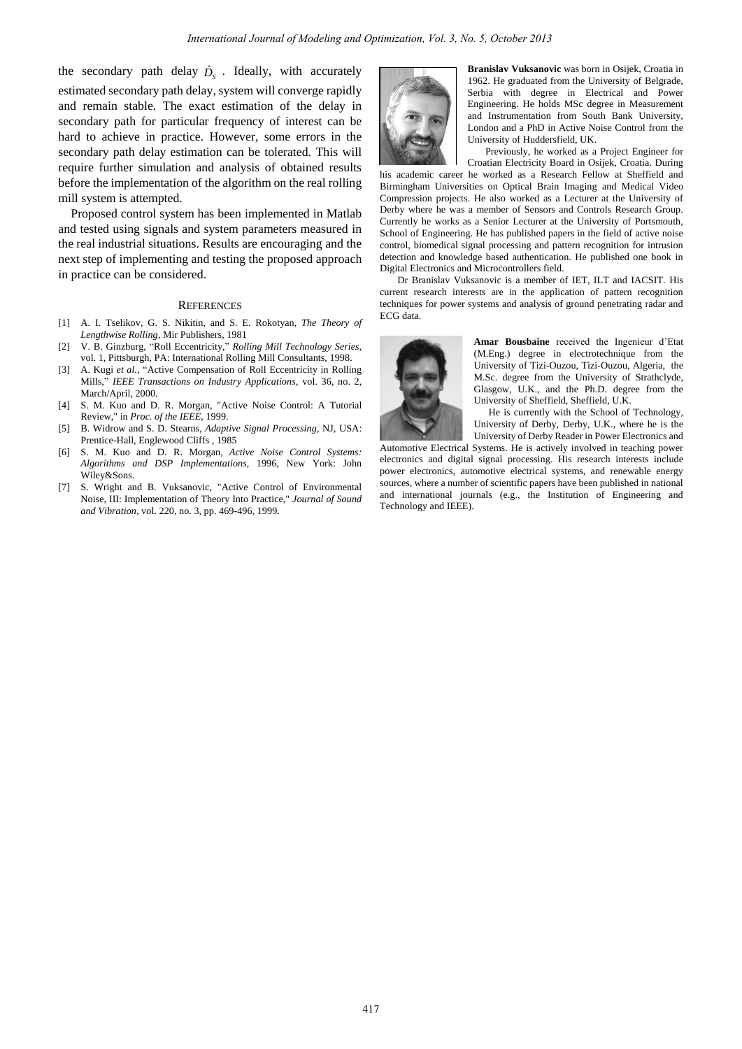the secondary path delay $\hat{D}_s$ . Ideally, with accurately estimated secondary path delay, system will converge rapidly and remain stable. The exact estimation of the delay in secondary path for particular frequency of interest can be hard to achieve in practice. However, some errors in the secondary path delay estimation can be tolerated. This will require further simulation and analysis of obtained results before the implementation of the algorithm on the real rolling mill system is attempted.

Proposed control system has been implemented in Matlab and tested using signals and system parameters measured in the real industrial situations. Results are encouraging and the next step of implementing and testing the proposed approach in practice can be considered.

## REFERENCES

[1] A. I. Tselikov, G. S. Nikitin, and S. E. Rokotyan, *The Theory of Lengthwise Rolling*, Mir Publishers, 1981

[2] V. B. Ginzburg, "Roll Eccentricity," *Rolling Mill Technology Series*, vol. 1, Pittsburgh, PA: International Rolling Mill Consultants, 1998.

[3] A. Kugi *et al.*, "Active Compensation of Roll Eccentricity in Rolling Mills," *IEEE Transactions on Industry Applications*, vol. 36, no. 2, March/April, 2000.

[4] S. M. Kuo and D. R. Morgan, "Active Noise Control: A Tutorial Review," in *Proc. of the IEEE*, 1999.

[5] B. Widrow and S. D. Stearns, *Adaptive Signal Processing*, NJ, USA: Prentice-Hall, Englewood Cliffs , 1985

[6] S. M. Kuo and D. R. Morgan, *Active Noise Control Systems: Algorithms and DSP Implementations*, 1996, New York: John Wiley&Sons.

[7] S. Wright and B. Vuksanovic, "Active Control of Environmental Noise, III: Implementation of Theory Into Practice," *Journal of Sound and Vibration*, vol. 220, no. 3, pp. 469-496, 1999.

**Branislav Vuksanovic** was born in Osijek, Croatia in 1962. He graduated from the University of Belgrade, Serbia with degree in Electrical and Power Engineering. He holds MSc degree in Measurement and Instrumentation from South Bank University, London and a PhD in Active Noise Control from the University of Huddersfield, UK.

Previously, he worked as a Project Engineer for Croatian Electricity Board in Osijek, Croatia. During his academic career he worked as a Research Fellow at Sheffield and Birmingham Universities on Optical Brain Imaging and Medical Video Compression projects. He also worked as a Lecturer at the University of Derby where he was a member of Sensors and Controls Research Group. Currently he works as a Senior Lecturer at the University of Portsmouth, School of Engineering. He has published papers in the field of active noise control, biomedical signal processing and pattern recognition for intrusion detection and knowledge based authentication. He published one book in Digital Electronics and Microcontrollers field.

Dr Branislav Vuksanovic is a member of IET, ILT and IACSIT. His current research interests are in the application of pattern recognition techniques for power systems and analysis of ground penetrating radar and ECG data.

**Amar Bousbaine** received the Ingenieur d'Etat (M.Eng.) degree in electrotechnique from the University of Tizi-Ouzou, Tizi-Ouzou, Algeria, the M.Sc. degree from the University of Strathclyde, Glasgow, U.K., and the Ph.D. degree from the University of Sheffield, Sheffield, U.K.

He is currently with the School of Technology, University of Derby, Derby, U.K., where he is the University of Derby Reader in Power Electronics and Automotive Electrical Systems. He is actively involved in teaching power electronics and digital signal processing. His research interests include power electronics, automotive electrical systems, and renewable energy sources, where a number of scientific papers have been published in national and international journals (e.g., the Institution of Engineering and Technology and IEEE).